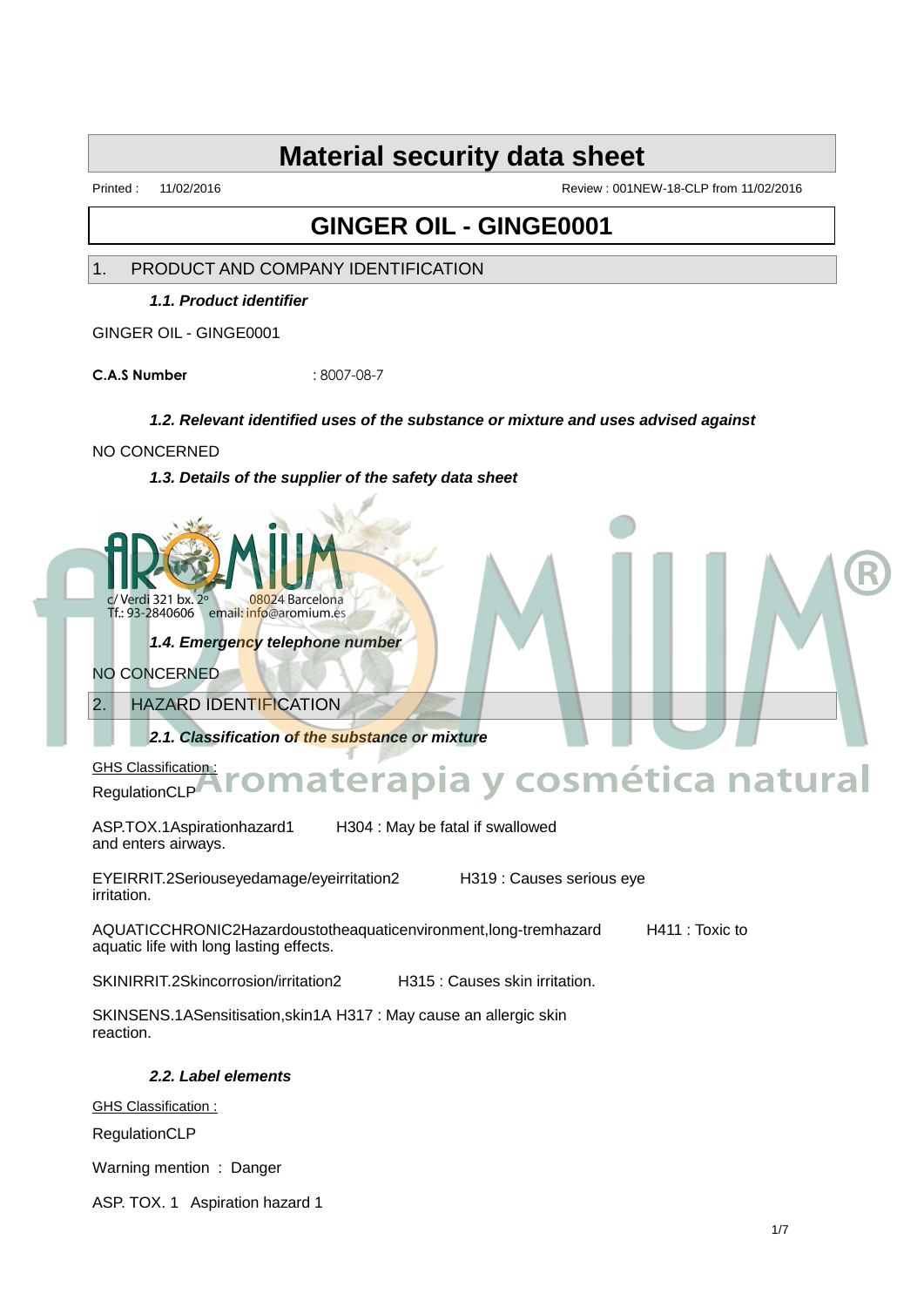# Material security data sheet

Printed : 11/02/2016 Review : 001NEW-18-CLP from 11/02/2016

# GINGER OIL - GINGE0001

## 1. PRODUCT AND COMPANY IDENTIFICATION

### *1.1. Product identifier*

GINGER OIL - GINGE0001

**C.A.S Number** : 8007-08-7

### *1.2. Relevant identified uses of the substance or mixture and uses advised against*

NO CONCERNED

### *1.3. Details of the supplier of the safety data sheet*

AROMIUM
c/ Verdi 321 bx. 2º 08024 Barcelona
Tf.: 93-2840606 email: info@aromium.es

Aromaterapia y cosmética natural

### *1.4. Emergency telephone number*

NO CONCERNED

## 2. HAZARD IDENTIFICATION

### *2.1. Classification of the substance or mixture*

GHS Classification :

RegulationCLP

ASP.TOX.1Aspirationhazard1 H304 : May be fatal if swallowed and enters airways.

EYEIRRIT.2Seriouseyedamage/eyeirritation2 H319 : Causes serious eye irritation.

AQUATICCHRONIC2Hazardoustotheaquaticenvironment,long-tremhazard H411 : Toxic to aquatic life with long lasting effects.

SKINIRRIT.2Skincorrosion/irritation2 H315 : Causes skin irritation.

SKINSENS.1ASensitisation,skin1A H317 : May cause an allergic skin reaction.

### *2.2. Label elements*

GHS Classification :

RegulationCLP

Warning mention : Danger

ASP. TOX. 1 Aspiration hazard 1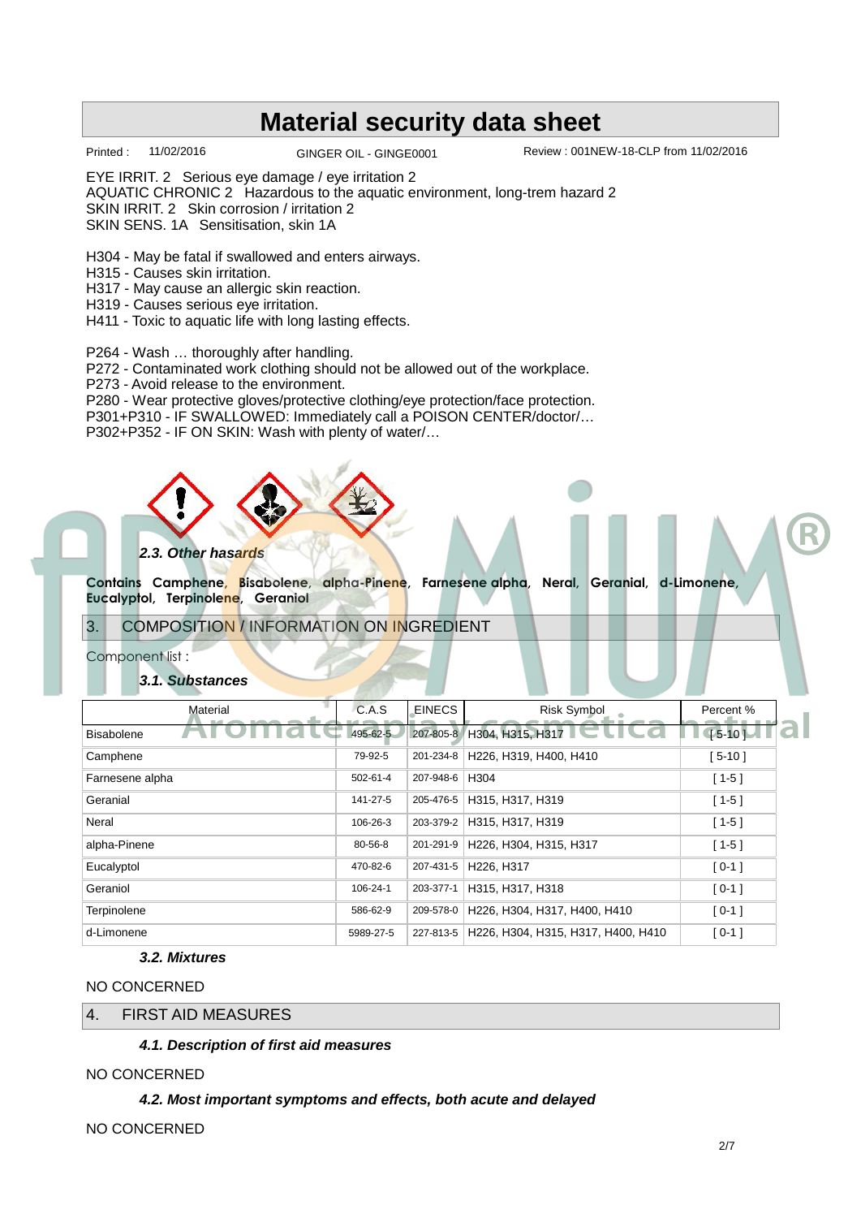# Material security data sheet

Printed : 11/02/2016 GINGER OIL - GINGE0001 Review : 001NEW-18-CLP from 11/02/2016

EYE IRRIT. 2 Serious eye damage / eye irritation 2
AQUATIC CHRONIC 2 Hazardous to the aquatic environment, long-trem hazard 2
SKIN IRRIT. 2 Skin corrosion / irritation 2
SKIN SENS. 1A Sensitisation, skin 1A

H304 - May be fatal if swallowed and enters airways.
H315 - Causes skin irritation.
H317 - May cause an allergic skin reaction.
H319 - Causes serious eye irritation.
H411 - Toxic to aquatic life with long lasting effects.

P264 - Wash … thoroughly after handling.
P272 - Contaminated work clothing should not be allowed out of the workplace.
P273 - Avoid release to the environment.
P280 - Wear protective gloves/protective clothing/eye protection/face protection.
P301+P310 - IF SWALLOWED: Immediately call a POISON CENTER/doctor/…
P302+P352 - IF ON SKIN: Wash with plenty of water/…

### *2.3. Other hazards*

**Contains Camphene, Bisabolene, alpha-Pinene, Farnesene alpha, Neral, Geranial, d-Limonene, Eucalyptol, Terpinolene, Geraniol**

## 3. COMPOSITION / INFORMATION ON INGREDIENT

Component list :

### *3.1. Substances*

| Material | C.A.S | EINECS | Risk Symbol | Percent % |
|---|---|---|---|---|
| Bisabolene | 495-62-5 | 207-805-8 | H304, H315, H317 | [ 5-10 ] |
| Camphene | 79-92-5 | 201-234-8 | H226, H319, H400, H410 | [ 5-10 ] |
| Farnesene alpha | 502-61-4 | 207-948-6 | H304 | [ 1-5 ] |
| Geranial | 141-27-5 | 205-476-5 | H315, H317, H319 | [ 1-5 ] |
| Neral | 106-26-3 | 203-379-2 | H315, H317, H319 | [ 1-5 ] |
| alpha-Pinene | 80-56-8 | 201-291-9 | H226, H304, H315, H317 | [ 1-5 ] |
| Eucalyptol | 470-82-6 | 207-431-5 | H226, H317 | [ 0-1 ] |
| Geraniol | 106-24-1 | 203-377-1 | H315, H317, H318 | [ 0-1 ] |
| Terpinolene | 586-62-9 | 209-578-0 | H226, H304, H317, H400, H410 | [ 0-1 ] |
| d-Limonene | 5989-27-5 | 227-813-5 | H226, H304, H315, H317, H400, H410 | [ 0-1 ] |

### *3.2. Mixtures*

NO CONCERNED

## 4. FIRST AID MEASURES

### *4.1. Description of first aid measures*

NO CONCERNED

### *4.2. Most important symptoms and effects, both acute and delayed*

NO CONCERNED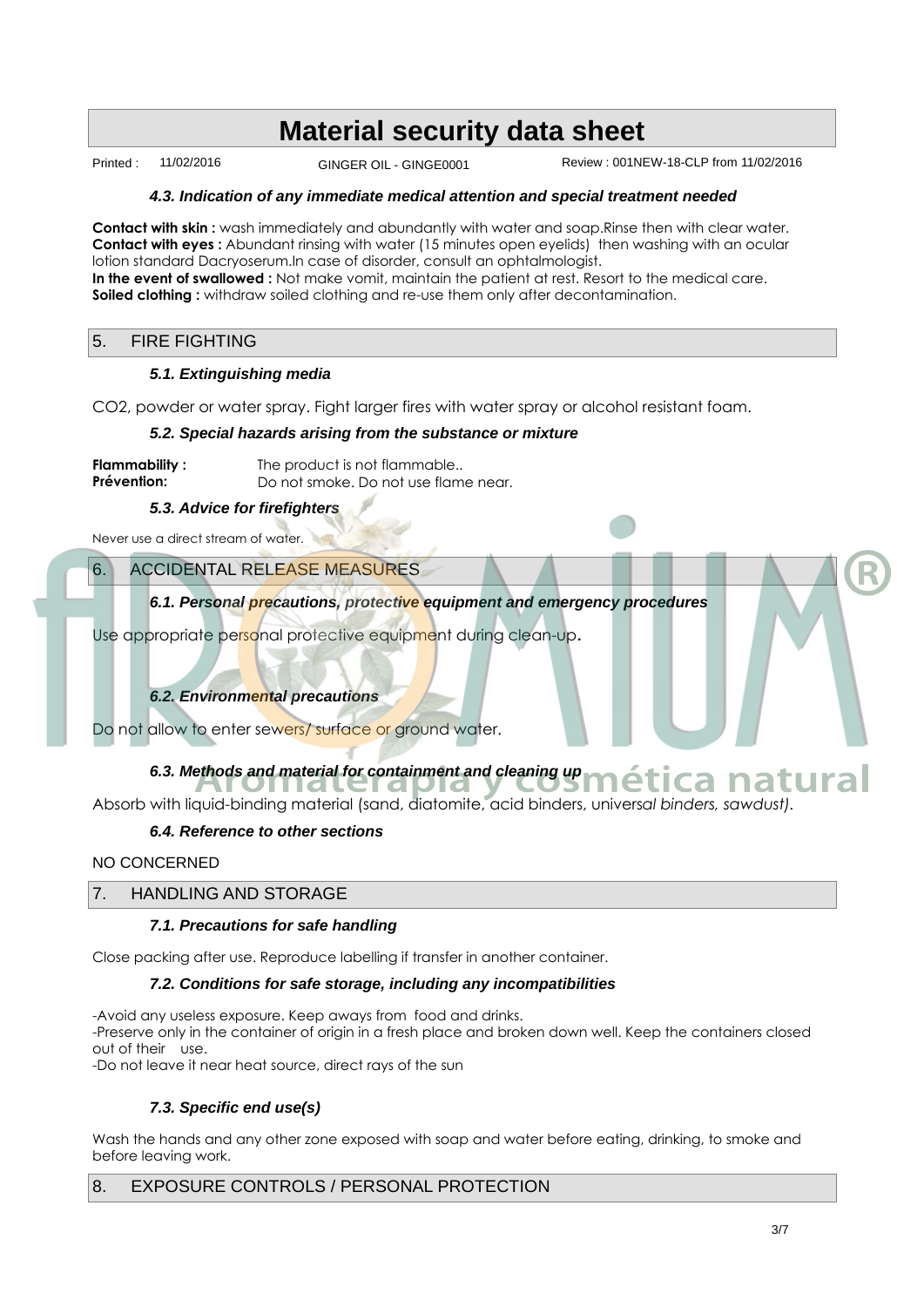#### 4.3. Indication of any immediate medical attention and special treatment needed

**Contact with skin :** wash immediately and abundantly with water and soap.Rinse then with clear water.
**Contact with eyes :** Abundant rinsing with water (15 minutes open eyelids) then washing with an ocular lotion standard Dacryoserum.In case of disorder, consult an ophtalmologist.
**In the event of swallowed :** Not make vomit, maintain the patient at rest. Resort to the medical care.
**Soiled clothing :** withdraw soiled clothing and re-use them only after decontamination.

## 5. FIRE FIGHTING

#### 5.1. Extinguishing media

$CO_2$, powder or water spray. Fight larger fires with water spray or alcohol resistant foam.

#### 5.2. Special hazards arising from the substance or mixture

**Flammability :** The product is not flammable..
**Prévention:** Do not smoke. Do not use flame near.

#### 5.3. Advice for firefighters

Never use a direct stream of water.

## 6. ACCIDENTAL RELEASE MEASURES

#### 6.1. Personal precautions, protective equipment and emergency procedures

Use appropriate personal protective equipment during clean-up.

#### 6.2. Environmental precautions

Do not allow to enter sewers/ surface or ground water.

#### 6.3. Methods and material for containment and cleaning up

Absorb with liquid-binding material (sand, diatomite, acid binders, universal binders, sawdust).

#### 6.4. Reference to other sections

NO CONCERNED

## 7. HANDLING AND STORAGE

#### 7.1. Precautions for safe handling

Close packing after use. Reproduce labelling if transfer in another container.

#### 7.2. Conditions for safe storage, including any incompatibilities

-Avoid any useless exposure. Keep aways from food and drinks.
-Preserve only in the container of origin in a fresh place and broken down well. Keep the containers closed out of their use.
-Do not leave it near heat source, direct rays of the sun

#### 7.3. Specific end use(s)

Wash the hands and any other zone exposed with soap and water before eating, drinking, to smoke and before leaving work.

## 8. EXPOSURE CONTROLS / PERSONAL PROTECTION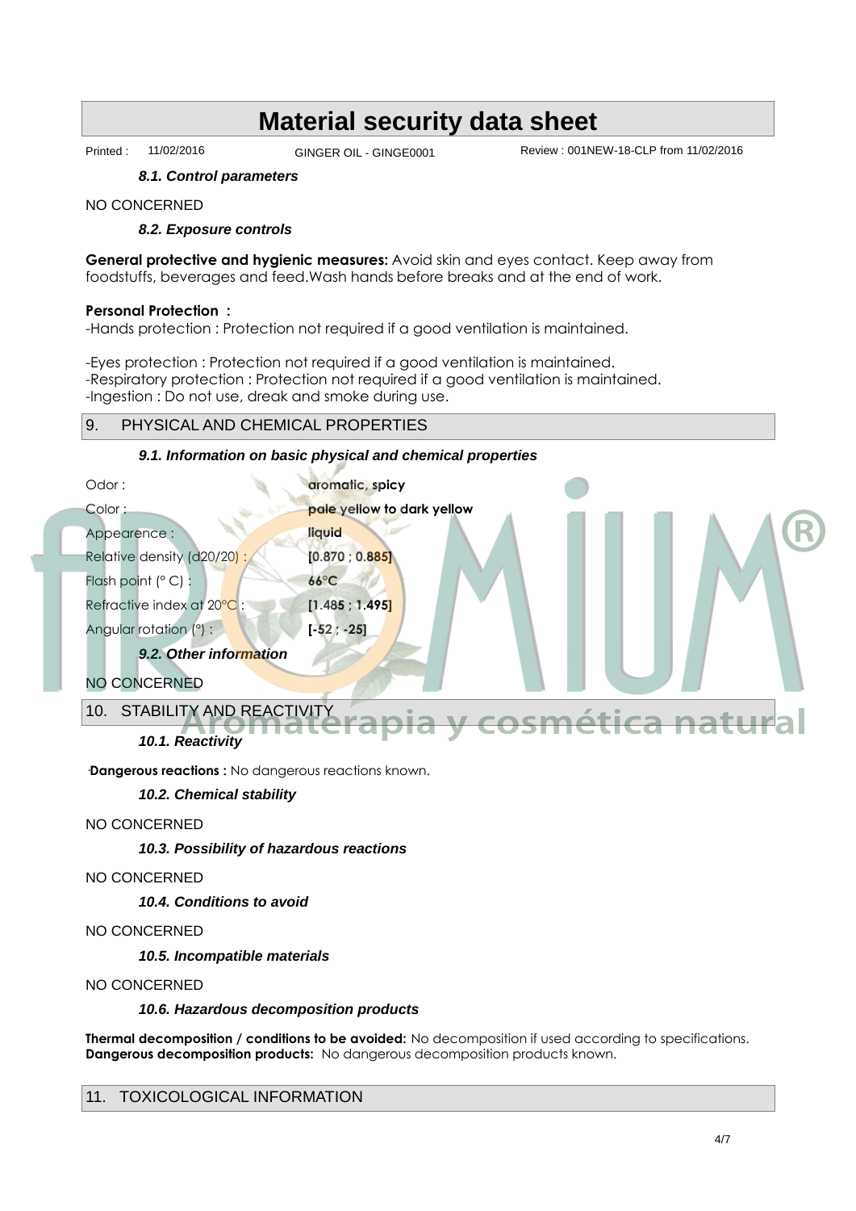#### *8.1. Control parameters*

NO CONCERNED

#### *8.2. Exposure controls*

**General protective and hygienic measures:** Avoid skin and eyes contact. Keep away from foodstuffs, beverages and feed.Wash hands before breaks and at the end of work.

**Personal Protection :**

-Hands protection : Protection not required if a good ventilation is maintained.

-Eyes protection : Protection not required if a good ventilation is maintained.
-Respiratory protection : Protection not required if a good ventilation is maintained.
-Ingestion : Do not use, dreak and smoke during use.

## 9. PHYSICAL AND CHEMICAL PROPERTIES

#### *9.1. Information on basic physical and chemical properties*

| | |
|---|---|
| Odor : | **aromatic, spicy** |
| Color : | **pale yellow to dark yellow** |
| Appearence : | **liquid** |
| Relative density (d20/20) : | **[0.870 ; 0.885]** |
| Flash point (° C) : | **66°C** |
| Refractive index at 20°C : | **[1.485 ; 1.495]** |
| Angular rotation (°) : | **[-52 ; -25]** |

#### *9.2. Other information*

NO CONCERNED

## 10. STABILITY AND REACTIVITY

#### *10.1. Reactivity*

**Dangerous reactions :** No dangerous reactions known.

#### *10.2. Chemical stability*

NO CONCERNED

#### *10.3. Possibility of hazardous reactions*

NO CONCERNED

#### *10.4. Conditions to avoid*

NO CONCERNED

#### *10.5. Incompatible materials*

NO CONCERNED

#### *10.6. Hazardous decomposition products*

**Thermal decomposition / conditions to be avoided:** No decomposition if used according to specifications.
**Dangerous decomposition products:** No dangerous decomposition products known.

## 11. TOXICOLOGICAL INFORMATION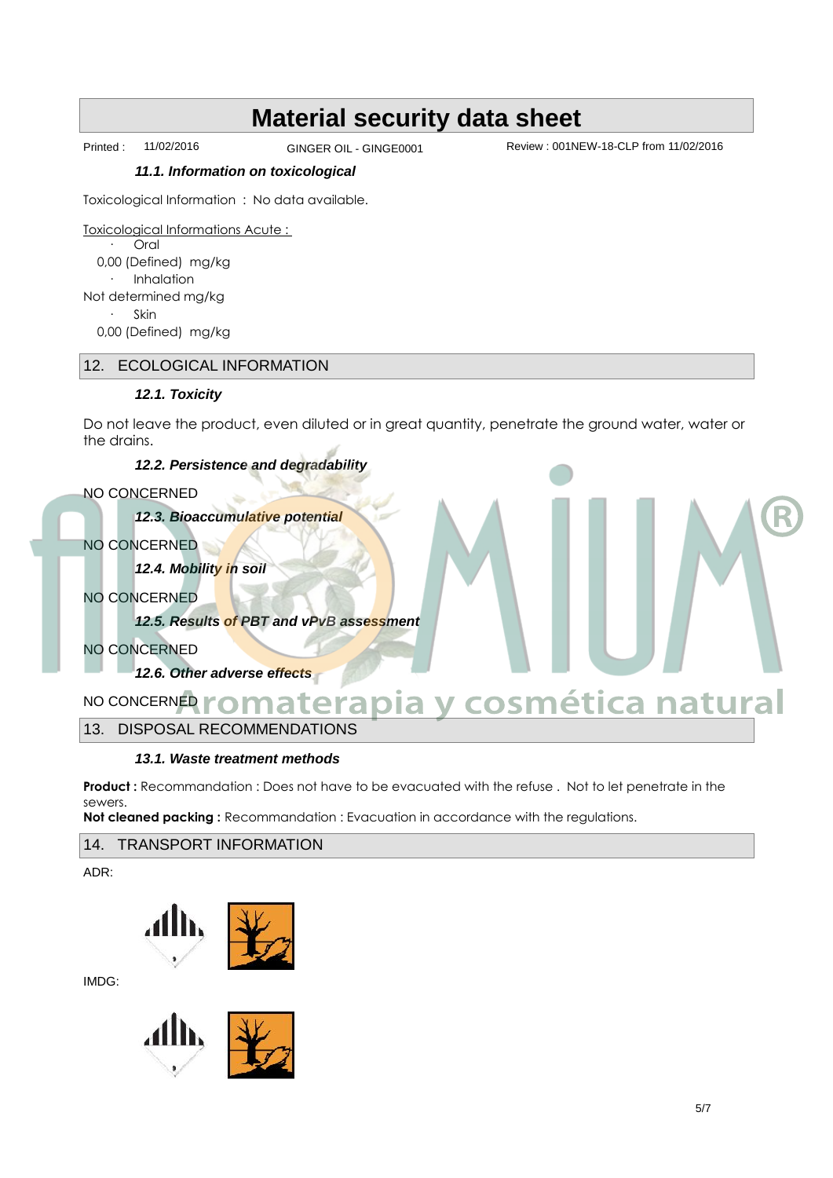# Material security data sheet

Printed : 11/02/2016 GINGER OIL - GINGE0001 Review : 001NEW-18-CLP from 11/02/2016

#### *11.1. Information on toxicological*

Toxicological Information : No data available.

Toxicological Informations Acute :

- Oral

0,00 (Defined) mg/kg

- Inhalation

Not determined mg/kg

- Skin

0,00 (Defined) mg/kg

## 12. ECOLOGICAL INFORMATION

#### *12.1. Toxicity*

Do not leave the product, even diluted or in great quantity, penetrate the ground water, water or the drains.

#### *12.2. Persistence and degradability*

NO CONCERNED

#### *12.3. Bioaccumulative potential*

NO CONCERNED

#### *12.4. Mobility in soil*

NO CONCERNED

#### *12.5. Results of PBT and vPvB assessment*

NO CONCERNED

#### *12.6. Other adverse effects*

NO CONCERNED

## 13. DISPOSAL RECOMMENDATIONS

#### *13.1. Waste treatment methods*

**Product :** Recommandation : Does not have to be evacuated with the refuse . Not to let penetrate in the sewers.
**Not cleaned packing :** Recommandation : Evacuation in accordance with the regulations.

## 14. TRANSPORT INFORMATION

ADR:

IMDG: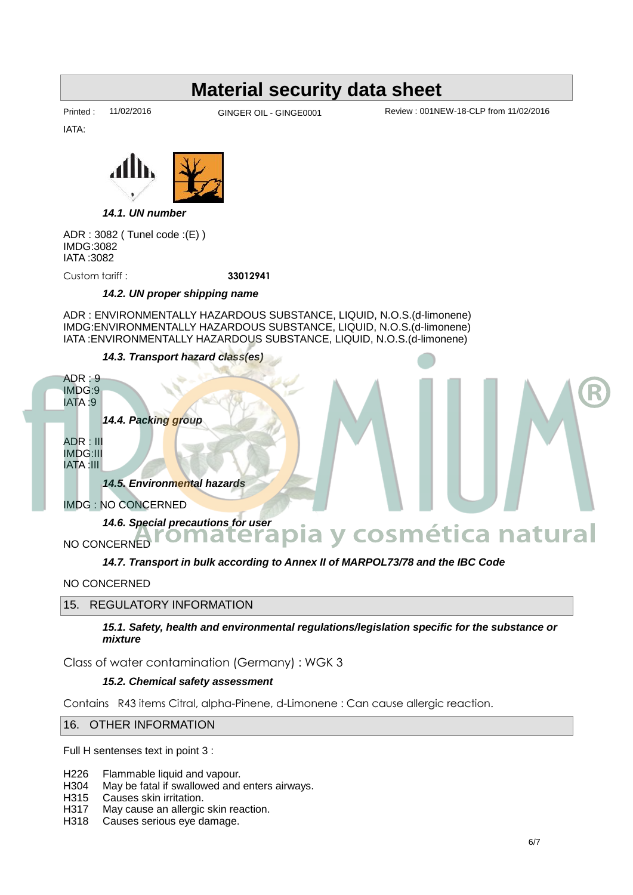# Material security data sheet

Printed : 11/02/2016 GINGER OIL - GINGE0001 Review : 001NEW-18-CLP from 11/02/2016

IATA:

***14.1. UN number***

ADR : 3082 ( Tunel code :(E) )
IMDG:3082
IATA :3082

Custom tariff : **33012941**

***14.2. UN proper shipping name***

ADR : ENVIRONMENTALLY HAZARDOUS SUBSTANCE, LIQUID, N.O.S.(d-limonene)
IMDG:ENVIRONMENTALLY HAZARDOUS SUBSTANCE, LIQUID, N.O.S.(d-limonene)
IATA :ENVIRONMENTALLY HAZARDOUS SUBSTANCE, LIQUID, N.O.S.(d-limonene)

***14.3. Transport hazard class(es)***

ADR : 9
IMDG:9
IATA :9

***14.4. Packing group***

ADR : III
IMDG:III
IATA :III

***14.5. Environmental hazards***

IMDG : NO CONCERNED

***14.6. Special precautions for user***

NO CONCERNED

***14.7. Transport in bulk according to Annex II of MARPOL73/78 and the IBC Code***

NO CONCERNED

## 15. REGULATORY INFORMATION

***15.1. Safety, health and environmental regulations/legislation specific for the substance or mixture***

Class of water contamination (Germany) : WGK 3

***15.2. Chemical safety assessment***

Contains R43 items Citral, alpha-Pinene, d-Limonene : Can cause allergic reaction.

## 16. OTHER INFORMATION

Full H sentenses text in point 3 :

H226 Flammable liquid and vapour.
H304 May be fatal if swallowed and enters airways.
H315 Causes skin irritation.
H317 May cause an allergic skin reaction.
H318 Causes serious eye damage.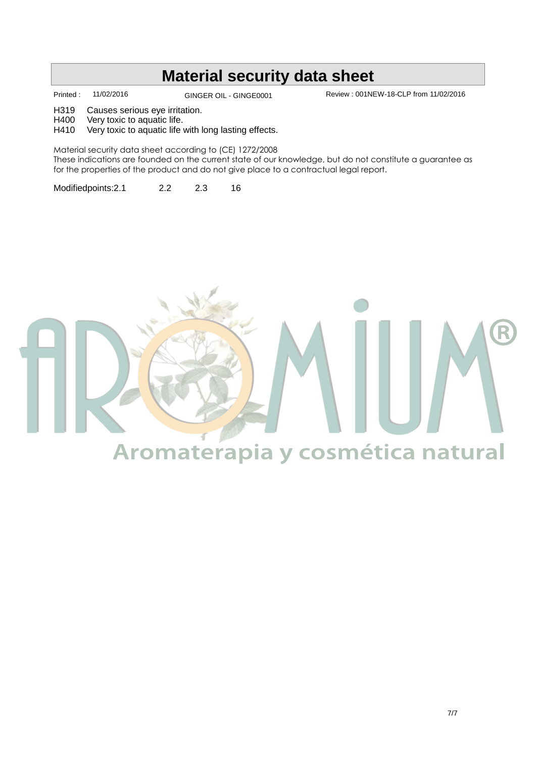H319 Causes serious eye irritation.
H400 Very toxic to aquatic life.
H410 Very toxic to aquatic life with long lasting effects.

Material security data sheet according to (CE) 1272/2008
These indications are founded on the current state of our knowledge, but do not constitute a guarantee as for the properties of the product and do not give place to a contractual legal report.

Modifiedpoints:2.1 2.2 2.3 16

AROMIUM®
Aromaterapia y cosmética natural